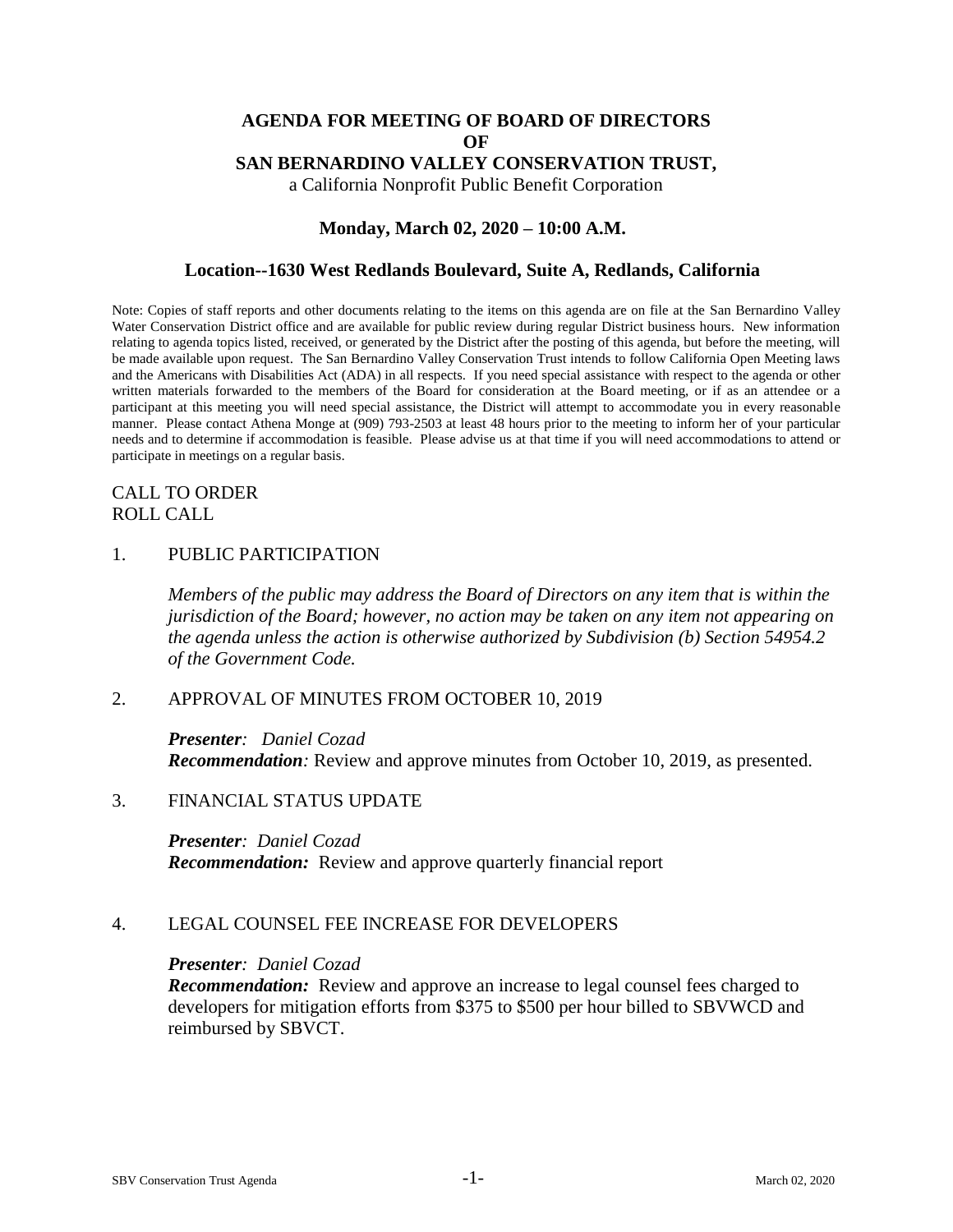# AGENDA FOR MEETING OF BOARD OF DIRECTORS OF SAN BERNARDINO VALLEY CONSERVATION TRUST,

a California Nonprofit Public Benefit Corporation

## Monday, March 02, 2020 – 10:00 A.M.

## Location--1630 West Redlands Boulevard, Suite A, Redlands, California

Note: Copies of staff reports and other documents relating to the items on this agenda are on file at the San Bernardino Valley Water Conservation District office and are available for public review during regular District business hours. New information relating to agenda topics listed, received, or generated by the District after the posting of this agenda, but before the meeting, will be made available upon request. The San Bernardino Valley Conservation Trust intends to follow California Open Meeting laws and the Americans with Disabilities Act (ADA) in all respects. If you need special assistance with respect to the agenda or other written materials forwarded to the members of the Board for consideration at the Board meeting, or if as an attendee or a participant at this meeting you will need special assistance, the District will attempt to accommodate you in every reasonable manner. Please contact Athena Monge at (909) 793-2503 at least 48 hours prior to the meeting to inform her of your particular needs and to determine if accommodation is feasible. Please advise us at that time if you will need accommodations to attend or participate in meetings on a regular basis.

CALL TO ORDER
ROLL CALL

1. PUBLIC PARTICIPATION

   *Members of the public may address the Board of Directors on any item that is within the jurisdiction of the Board; however, no action may be taken on any item not appearing on the agenda unless the action is otherwise authorized by Subdivision (b) Section 54954.2 of the Government Code.*

2. APPROVAL OF MINUTES FROM OCTOBER 10, 2019

   ***Presenter**: Daniel Cozad*
   ***Recommendation**:* Review and approve minutes from October 10, 2019, as presented.

3. FINANCIAL STATUS UPDATE

   ***Presenter**: Daniel Cozad*
   ***Recommendation:*** Review and approve quarterly financial report

4. LEGAL COUNSEL FEE INCREASE FOR DEVELOPERS

   ***Presenter**: Daniel Cozad*
   ***Recommendation:*** Review and approve an increase to legal counsel fees charged to developers for mitigation efforts from $375 to $500 per hour billed to SBVWCD and reimbursed by SBVCT.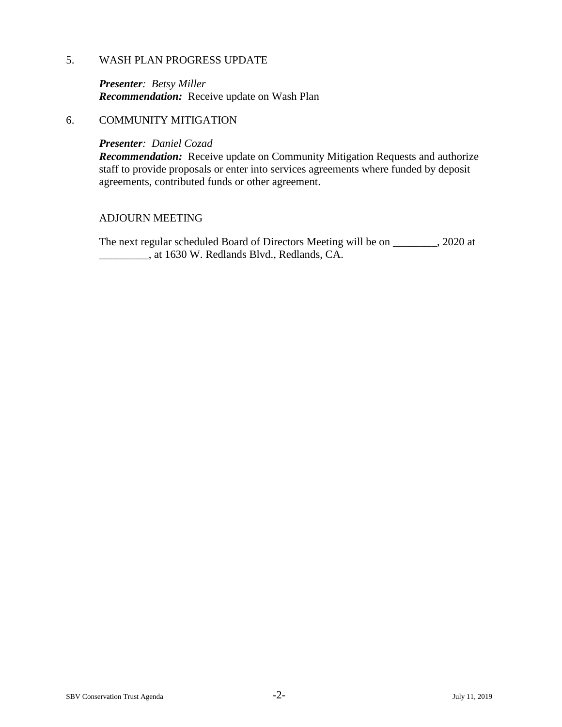5. WASH PLAN PROGRESS UPDATE

   ***Presenter**: Betsy Miller*
   ***Recommendation:*** Receive update on Wash Plan

6. COMMUNITY MITIGATION

   ***Presenter**: Daniel Cozad*
   ***Recommendation:*** Receive update on Community Mitigation Requests and authorize staff to provide proposals or enter into services agreements where funded by deposit agreements, contributed funds or other agreement.

ADJOURN MEETING

The next regular scheduled Board of Directors Meeting will be on ________, 2020 at _________, at 1630 W. Redlands Blvd., Redlands, CA.